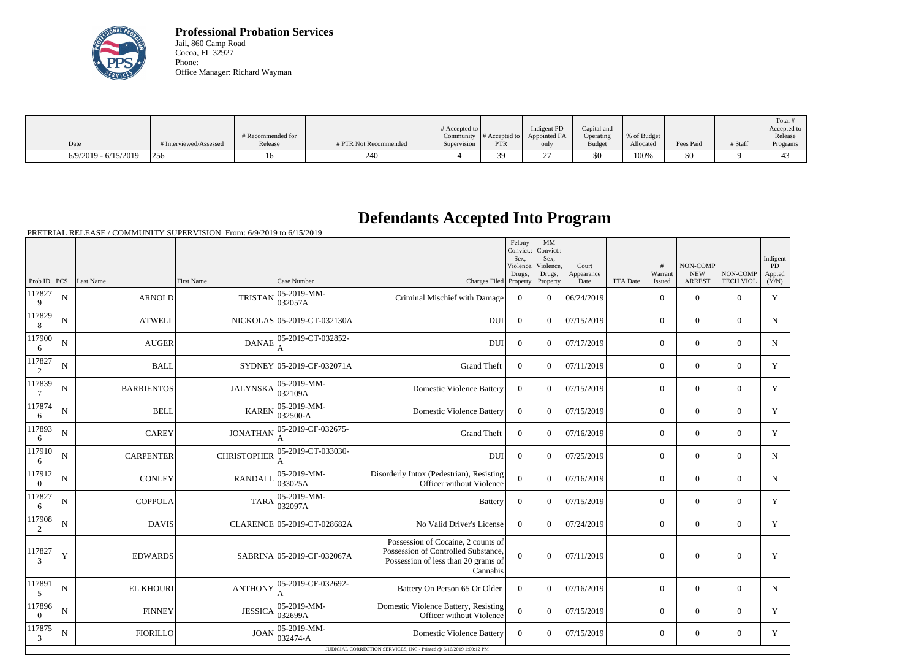**Professional Probation Services**
Jail, 860 Camp Road
Cocoa, FL 32927
Phone:
Office Manager: Richard Wayman

| Date | # Interviewed/Assessed | # Recommended for Release | # PTR Not Recommended | # Accepted to Community Supervision | # Accepted to PTR | Indigent PD Appointed FA only | Capital and Operating Budget | % of Budget Allocated | Fees Paid | # Staff | Total # Accepted to Release Programs |
|---|---|---|---|---|---|---|---|---|---|---|---|
| 6/9/2019 - 6/15/2019 | 256 | 16 | 240 | 4 | 39 | 27 | $0 | 100% | $0 | 9 | 43 |

# Defendants Accepted Into Program

PRETRIAL RELEASE / COMMUNITY SUPERVISION From: 6/9/2019 to 6/15/2019

| Prob ID | PCS | Last Name | First Name | Case Number | Charges Filed | Felony Convict.: Sex, Violence, Drugs, Property | MM Convict.: Sex, Violence, Drugs, Property | Court Appearance Date | FTA Date | # Warrant Issued | NON-COMP NEW ARREST | NON-COMP TECH VIOL | Indigent PD Appted (Y/N) |
|---|---|---|---|---|---|---|---|---|---|---|---|---|---|
| 1178279 | N | ARNOLD | TRISTAN | 05-2019-MM-032057A | Criminal Mischief with Damage | 0 | 0 | 06/24/2019 | | 0 | 0 | 0 | Y |
| 1178298 | N | ATWELL | NICKOLAS | 05-2019-CT-032130A | DUI | 0 | 0 | 07/15/2019 | | 0 | 0 | 0 | N |
| 1179006 | N | AUGER | DANAE | 05-2019-CT-032852-A | DUI | 0 | 0 | 07/17/2019 | | 0 | 0 | 0 | N |
| 1178272 | N | BALL | SYDNEY | 05-2019-CF-032071A | Grand Theft | 0 | 0 | 07/11/2019 | | 0 | 0 | 0 | Y |
| 1178397 | N | BARRIENTOS | JALYNSKA | 05-2019-MM-032109A | Domestic Violence Battery | 0 | 0 | 07/15/2019 | | 0 | 0 | 0 | Y |
| 1178746 | N | BELL | KAREN | 05-2019-MM-032500-A | Domestic Violence Battery | 0 | 0 | 07/15/2019 | | 0 | 0 | 0 | Y |
| 1178936 | N | CAREY | JONATHAN | 05-2019-CF-032675-A | Grand Theft | 0 | 0 | 07/16/2019 | | 0 | 0 | 0 | Y |
| 1179106 | N | CARPENTER | CHRISTOPHER | 05-2019-CT-033030-A | DUI | 0 | 0 | 07/25/2019 | | 0 | 0 | 0 | N |
| 1179120 | N | CONLEY | RANDALL | 05-2019-MM-033025A | Disorderly Intox (Pedestrian), Resisting Officer without Violence | 0 | 0 | 07/16/2019 | | 0 | 0 | 0 | N |
| 1178276 | N | COPPOLA | TARA | 05-2019-MM-032097A | Battery | 0 | 0 | 07/15/2019 | | 0 | 0 | 0 | Y |
| 1179082 | N | DAVIS | CLARENCE | 05-2019-CT-028682A | No Valid Driver's License | 0 | 0 | 07/24/2019 | | 0 | 0 | 0 | Y |
| 1178273 | Y | EDWARDS | SABRINA | 05-2019-CF-032067A | Possession of Cocaine, 2 counts of Possession of Controlled Substance, Possession of less than 20 grams of Cannabis | 0 | 0 | 07/11/2019 | | 0 | 0 | 0 | Y |
| 1178915 | N | EL KHOURI | ANTHONY | 05-2019-CF-032692-A | Battery On Person 65 Or Older | 0 | 0 | 07/16/2019 | | 0 | 0 | 0 | N |
| 1178960 | N | FINNEY | JESSICA | 05-2019-MM-032699A | Domestic Violence Battery, Resisting Officer without Violence | 0 | 0 | 07/15/2019 | | 0 | 0 | 0 | Y |
| 1178753 | N | FIORILLO | JOAN | 05-2019-MM-032474-A | Domestic Violence Battery | 0 | 0 | 07/15/2019 | | 0 | 0 | 0 | Y |

JUDICIAL CORRECTION SERVICES, INC - Printed @ 6/16/2019 1:00:12 PM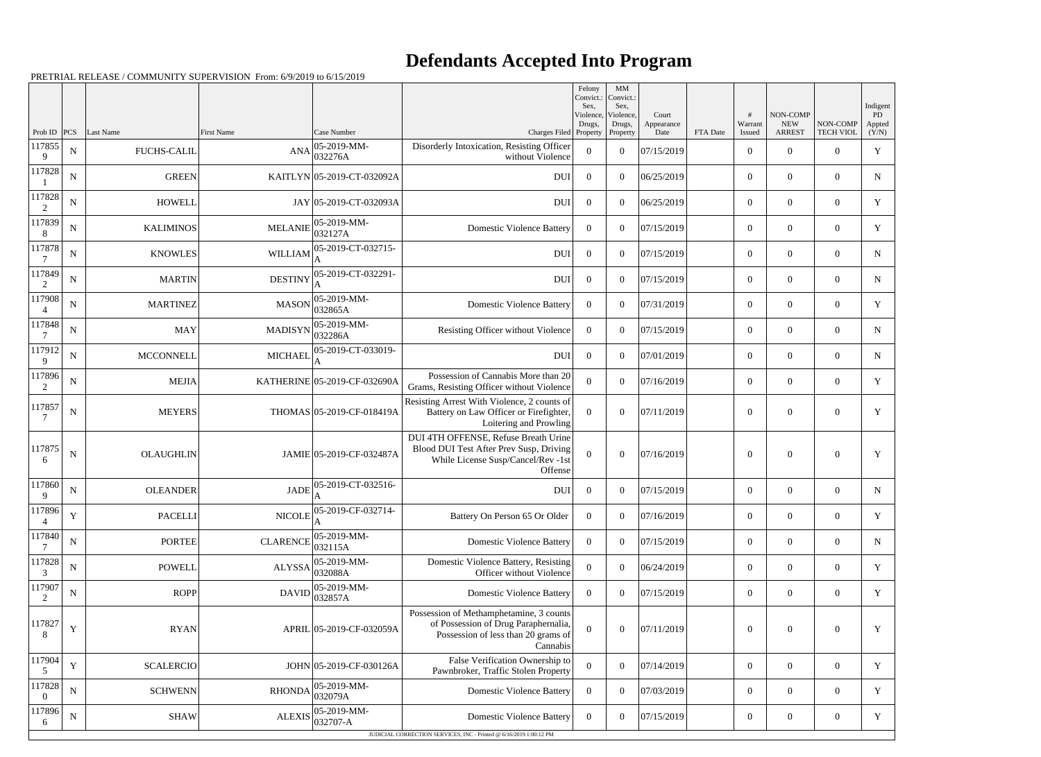# Defendants Accepted Into Program

PRETRIAL RELEASE / COMMUNITY SUPERVISION From: 6/9/2019 to 6/15/2019

| Prob ID | PCS | Last Name | First Name | Case Number | Charges Filed | Felony Convict.: Sex, Violence, Drugs, Property | MM Convict.: Sex, Violence, Drugs, Property | Court Appearance Date | FTA Date | # Warrant Issued | NON-COMP NEW ARREST | NON-COMP TECH VIOL | Indigent PD Appted (Y/N) |
|---|---|---|---|---|---|---|---|---|---|---|---|---|---|
| 1178559 | N | FUCHS-CALIL | ANA | 05-2019-MM-032276A | Disorderly Intoxication, Resisting Officer without Violence | 0 | 0 | 07/15/2019 | | 0 | 0 | 0 | Y |
| 1178281 | N | GREEN | KAITLYN | 05-2019-CT-032092A | DUI | 0 | 0 | 06/25/2019 | | 0 | 0 | 0 | N |
| 1178282 | N | HOWELL | JAY | 05-2019-CT-032093A | DUI | 0 | 0 | 06/25/2019 | | 0 | 0 | 0 | Y |
| 1178398 | N | KALIMINOS | MELANIE | 05-2019-MM-032127A | Domestic Violence Battery | 0 | 0 | 07/15/2019 | | 0 | 0 | 0 | Y |
| 1178787 | N | KNOWLES | WILLIAM | 05-2019-CT-032715-A | DUI | 0 | 0 | 07/15/2019 | | 0 | 0 | 0 | N |
| 1178492 | N | MARTIN | DESTINY | 05-2019-CT-032291-A | DUI | 0 | 0 | 07/15/2019 | | 0 | 0 | 0 | N |
| 1179084 | N | MARTINEZ | MASON | 05-2019-MM-032865A | Domestic Violence Battery | 0 | 0 | 07/31/2019 | | 0 | 0 | 0 | Y |
| 1178487 | N | MAY | MADISYN | 05-2019-MM-032286A | Resisting Officer without Violence | 0 | 0 | 07/15/2019 | | 0 | 0 | 0 | N |
| 1179129 | N | MCCONNELL | MICHAEL | 05-2019-CT-033019-A | DUI | 0 | 0 | 07/01/2019 | | 0 | 0 | 0 | N |
| 1178962 | N | MEJIA | KATHERINE | 05-2019-CF-032690A | Possession of Cannabis More than 20 Grams, Resisting Officer without Violence | 0 | 0 | 07/16/2019 | | 0 | 0 | 0 | Y |
| 1178577 | N | MEYERS | THOMAS | 05-2019-CF-018419A | Resisting Arrest With Violence, 2 counts of Battery on Law Officer or Firefighter, Loitering and Prowling | 0 | 0 | 07/11/2019 | | 0 | 0 | 0 | Y |
| 1178756 | N | OLAUGHLIN | JAMIE | 05-2019-CF-032487A | DUI 4TH OFFENSE, Refuse Breath Urine Blood DUI Test After Prev Susp, Driving While License Susp/Cancel/Rev -1st Offense | 0 | 0 | 07/16/2019 | | 0 | 0 | 0 | Y |
| 1178609 | N | OLEANDER | JADE | 05-2019-CT-032516-A | DUI | 0 | 0 | 07/15/2019 | | 0 | 0 | 0 | N |
| 1178964 | Y | PACELLI | NICOLE | 05-2019-CF-032714-A | Battery On Person 65 Or Older | 0 | 0 | 07/16/2019 | | 0 | 0 | 0 | Y |
| 1178407 | N | PORTEE | CLARENCE | 05-2019-MM-032115A | Domestic Violence Battery | 0 | 0 | 07/15/2019 | | 0 | 0 | 0 | N |
| 1178283 | N | POWELL | ALYSSA | 05-2019-MM-032088A | Domestic Violence Battery, Resisting Officer without Violence | 0 | 0 | 06/24/2019 | | 0 | 0 | 0 | Y |
| 1179072 | N | ROPP | DAVID | 05-2019-MM-032857A | Domestic Violence Battery | 0 | 0 | 07/15/2019 | | 0 | 0 | 0 | Y |
| 1178278 | Y | RYAN | APRIL | 05-2019-CF-032059A | Possession of Methamphetamine, 3 counts of Possession of Drug Paraphernalia, Possession of less than 20 grams of Cannabis | 0 | 0 | 07/11/2019 | | 0 | 0 | 0 | Y |
| 1179045 | Y | SCALERCIO | JOHN | 05-2019-CF-030126A | False Verification Ownership to Pawnbroker, Traffic Stolen Property | 0 | 0 | 07/14/2019 | | 0 | 0 | 0 | Y |
| 1178280 | N | SCHWENN | RHONDA | 05-2019-MM-032079A | Domestic Violence Battery | 0 | 0 | 07/03/2019 | | 0 | 0 | 0 | Y |
| 1178966 | N | SHAW | ALEXIS | 05-2019-MM-032707-A | Domestic Violence Battery | 0 | 0 | 07/15/2019 | | 0 | 0 | 0 | Y |

JUDICIAL CORRECTION SERVICES, INC - Printed @ 6/16/2019 1:00:12 PM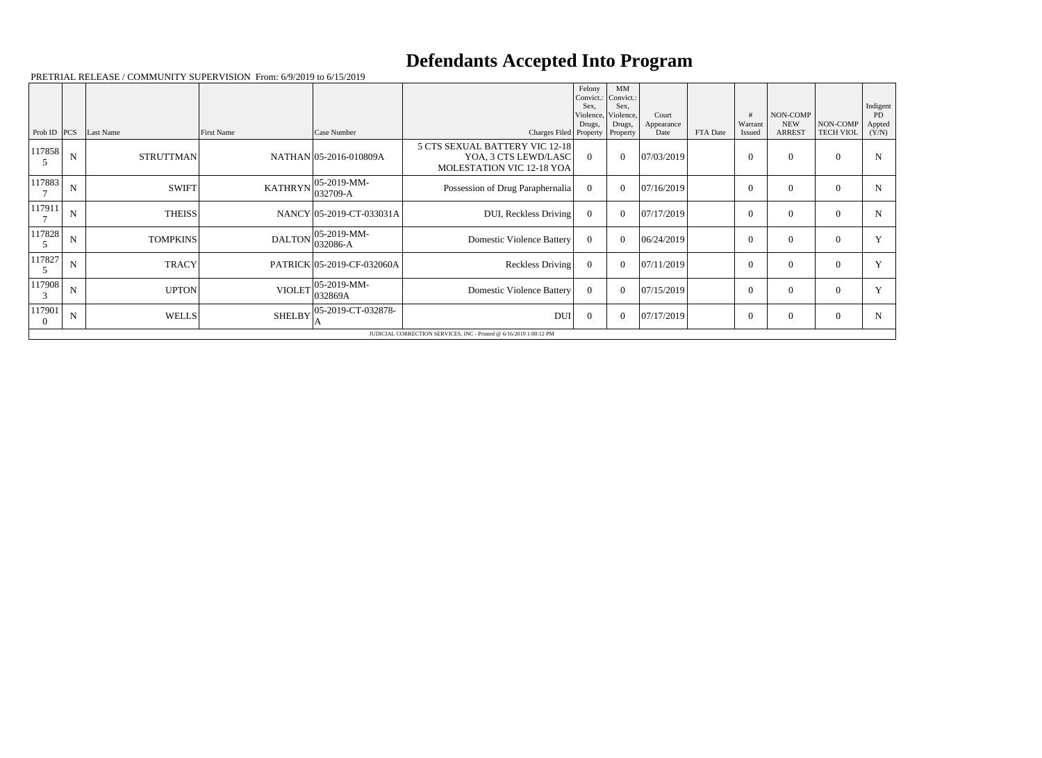# Defendants Accepted Into Program

PRETRIAL RELEASE / COMMUNITY SUPERVISION From: 6/9/2019 to 6/15/2019

| Prob ID | PCS | Last Name | First Name | Case Number | Charges Filed | Felony Convict.: Sex, Violence, Drugs, Property | MM Convict.: Sex, Violence, Drugs, Property | Court Appearance Date | FTA Date | # Warrant Issued | NON-COMP NEW ARREST | NON-COMP TECH VIOL | Indigent PD Appted (Y/N) |
|---|---|---|---|---|---|---|---|---|---|---|---|---|---|
| 1178585 | N | STRUTTMAN | NATHAN | 05-2016-010809A | 5 CTS SEXUAL BATTERY VIC 12-18 YOA, 3 CTS LEWD/LASC MOLESTATION VIC 12-18 YOA | 0 | 0 | 07/03/2019 | | 0 | 0 | 0 | N |
| 1178837 | N | SWIFT | KATHRYN | 05-2019-MM-032709-A | Possession of Drug Paraphernalia | 0 | 0 | 07/16/2019 | | 0 | 0 | 0 | N |
| 1179117 | N | THEISS | NANCY | 05-2019-CT-033031A | DUI, Reckless Driving | 0 | 0 | 07/17/2019 | | 0 | 0 | 0 | N |
| 1178285 | N | TOMPKINS | DALTON | 05-2019-MM-032086-A | Domestic Violence Battery | 0 | 0 | 06/24/2019 | | 0 | 0 | 0 | Y |
| 1178275 | N | TRACY | PATRICK | 05-2019-CF-032060A | Reckless Driving | 0 | 0 | 07/11/2019 | | 0 | 0 | 0 | Y |
| 1179083 | N | UPTON | VIOLET | 05-2019-MM-032869A | Domestic Violence Battery | 0 | 0 | 07/15/2019 | | 0 | 0 | 0 | Y |
| 1179010 | N | WELLS | SHELBY | 05-2019-CT-032878-A | DUI | 0 | 0 | 07/17/2019 | | 0 | 0 | 0 | N |

JUDICIAL CORRECTION SERVICES, INC - Printed @ 6/16/2019 1:00:12 PM